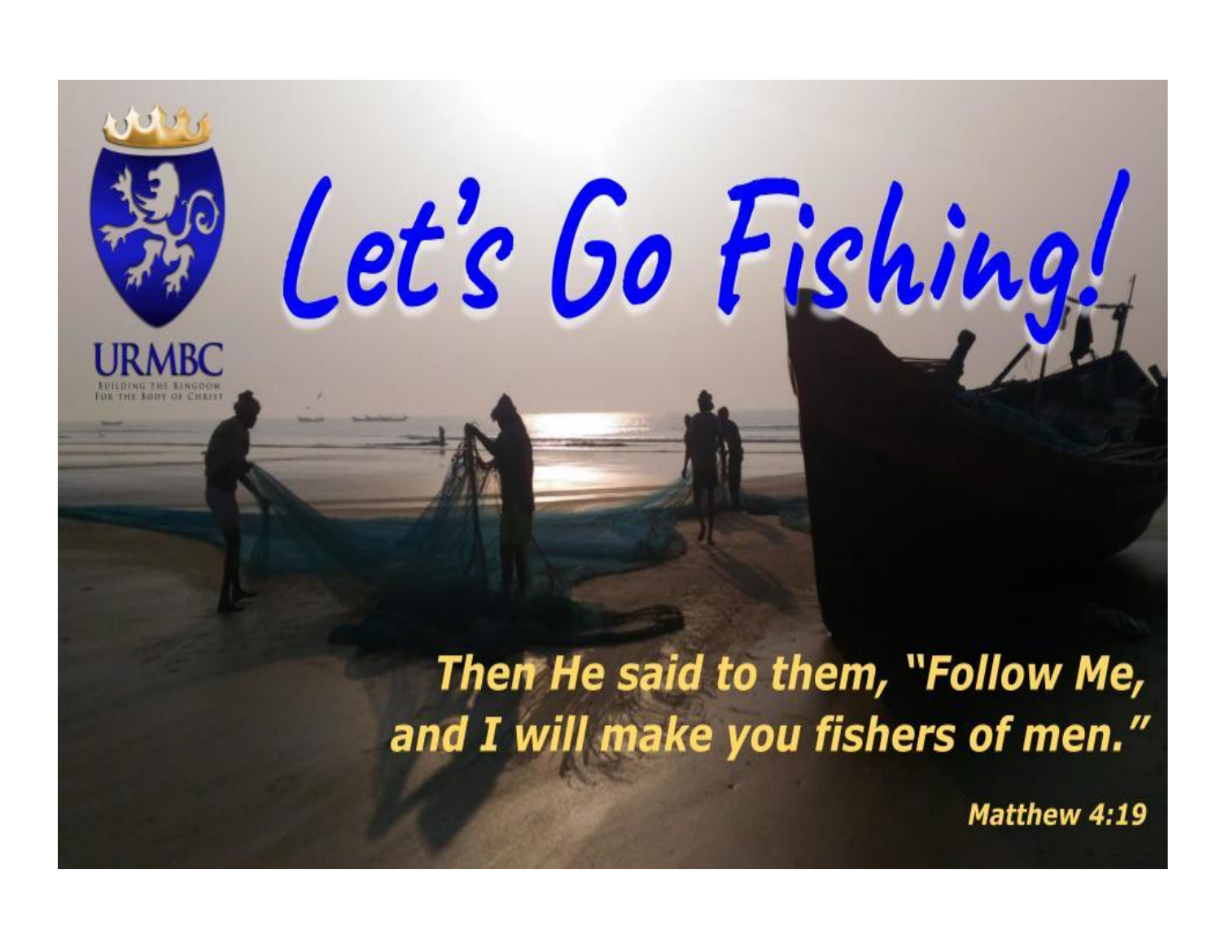URMBC

BUILDING THE KINGDOM FOR THE BODY OF CHRIST

# Let's Go Fishing!

***Then He said to them, "Follow Me, and I will make you fishers of men."***

***Matthew 4:19***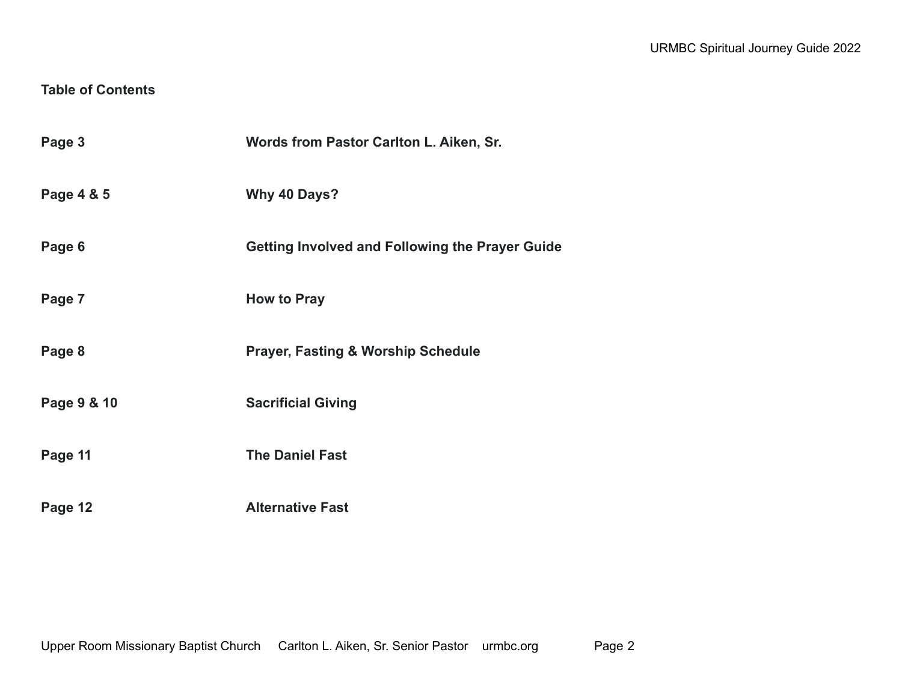## Table of Contents

| | |
|---|---|
| **Page 3** | **Words from Pastor Carlton L. Aiken, Sr.** |
| **Page 4 & 5** | **Why 40 Days?** |
| **Page 6** | **Getting Involved and Following the Prayer Guide** |
| **Page 7** | **How to Pray** |
| **Page 8** | **Prayer, Fasting & Worship Schedule** |
| **Page 9 & 10** | **Sacrificial Giving** |
| **Page 11** | **The Daniel Fast** |
| **Page 12** | **Alternative Fast** |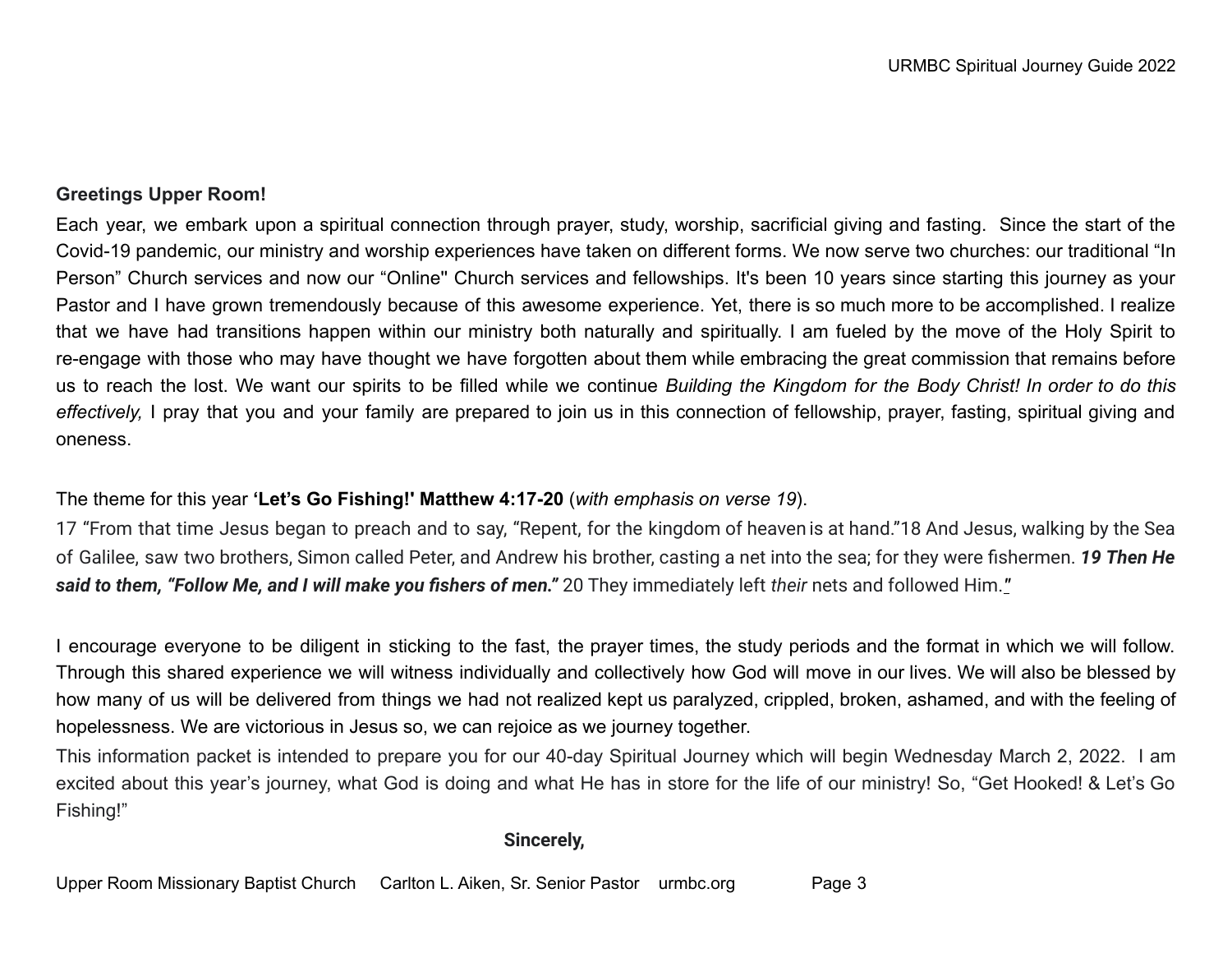**Greetings Upper Room!**

Each year, we embark upon a spiritual connection through prayer, study, worship, sacrificial giving and fasting. Since the start of the Covid-19 pandemic, our ministry and worship experiences have taken on different forms. We now serve two churches: our traditional "In Person" Church services and now our "Online" Church services and fellowships. It's been 10 years since starting this journey as your Pastor and I have grown tremendously because of this awesome experience. Yet, there is so much more to be accomplished. I realize that we have had transitions happen within our ministry both naturally and spiritually. I am fueled by the move of the Holy Spirit to re-engage with those who may have thought we have forgotten about them while embracing the great commission that remains before us to reach the lost. We want our spirits to be filled while we continue *Building the Kingdom for the Body Christ! In order to do this effectively,* I pray that you and your family are prepared to join us in this connection of fellowship, prayer, fasting, spiritual giving and oneness.

The theme for this year **'Let's Go Fishing!' Matthew 4:17-20** (*with emphasis on verse 19*).

17 "From that time Jesus began to preach and to say, "Repent, for the kingdom of heaven is at hand."18 And Jesus, walking by the Sea of Galilee, saw two brothers, Simon called Peter, and Andrew his brother, casting a net into the sea; for they were fishermen. ***19 Then He said to them, "Follow Me, and I will make you fishers of men."*** 20 They immediately left *their* nets and followed Him."

I encourage everyone to be diligent in sticking to the fast, the prayer times, the study periods and the format in which we will follow. Through this shared experience we will witness individually and collectively how God will move in our lives. We will also be blessed by how many of us will be delivered from things we had not realized kept us paralyzed, crippled, broken, ashamed, and with the feeling of hopelessness. We are victorious in Jesus so, we can rejoice as we journey together.

This information packet is intended to prepare you for our 40-day Spiritual Journey which will begin Wednesday March 2, 2022. I am excited about this year's journey, what God is doing and what He has in store for the life of our ministry! So, "Get Hooked! & Let's Go Fishing!"

**Sincerely,**

Upper Room Missionary Baptist Church   Carlton L. Aiken, Sr. Senior Pastor   urmbc.org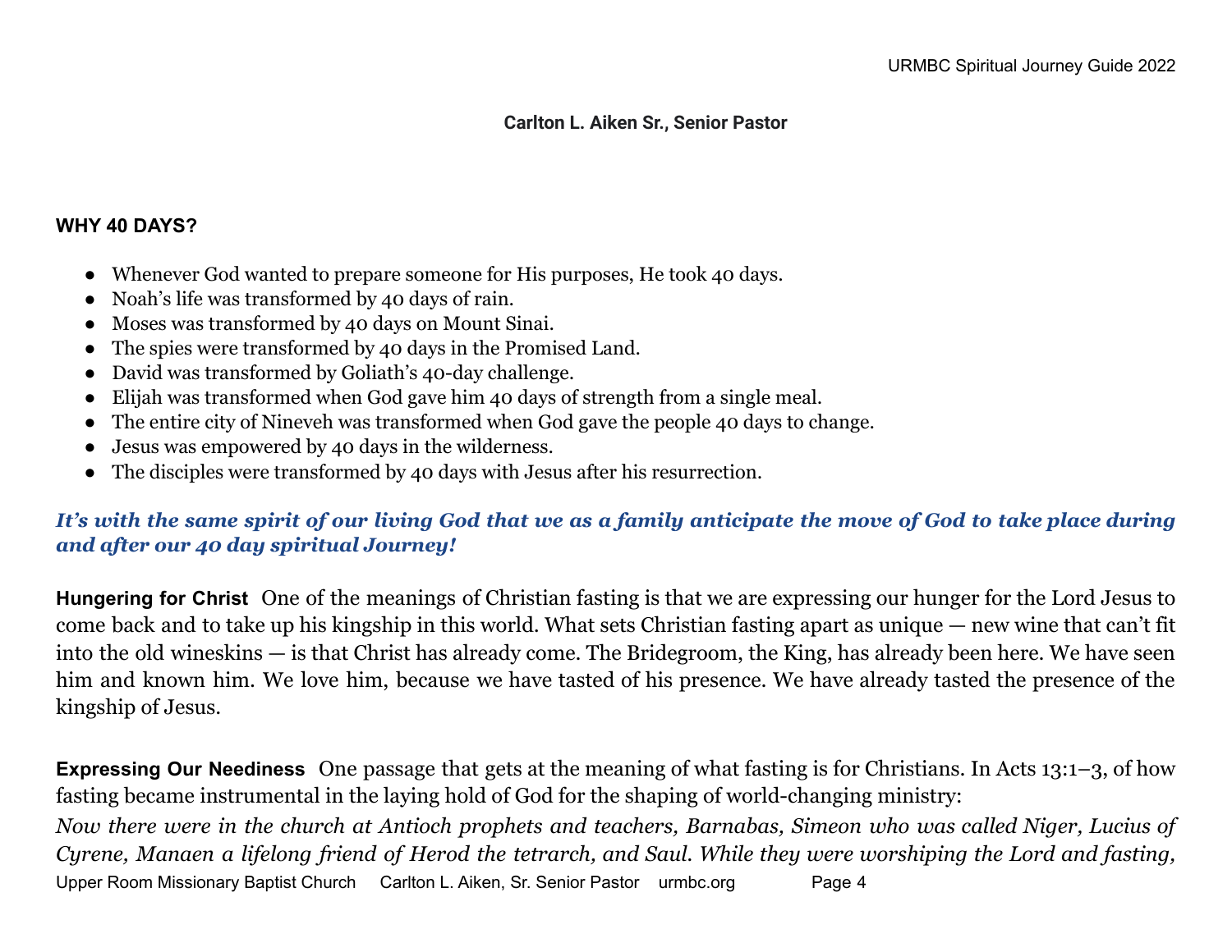**Carlton L. Aiken Sr., Senior Pastor**

## WHY 40 DAYS?

- Whenever God wanted to prepare someone for His purposes, He took 40 days.
- Noah's life was transformed by 40 days of rain.
- Moses was transformed by 40 days on Mount Sinai.
- The spies were transformed by 40 days in the Promised Land.
- David was transformed by Goliath's 40-day challenge.
- Elijah was transformed when God gave him 40 days of strength from a single meal.
- The entire city of Nineveh was transformed when God gave the people 40 days to change.
- Jesus was empowered by 40 days in the wilderness.
- The disciples were transformed by 40 days with Jesus after his resurrection.

***It's with the same spirit of our living God that we as a family anticipate the move of God to take place during and after our 40 day spiritual Journey!***

**Hungering for Christ** One of the meanings of Christian fasting is that we are expressing our hunger for the Lord Jesus to come back and to take up his kingship in this world. What sets Christian fasting apart as unique — new wine that can't fit into the old wineskins — is that Christ has already come. The Bridegroom, the King, has already been here. We have seen him and known him. We love him, because we have tasted of his presence. We have already tasted the presence of the kingship of Jesus.

**Expressing Our Neediness** One passage that gets at the meaning of what fasting is for Christians. In Acts 13:1–3, of how fasting became instrumental in the laying hold of God for the shaping of world-changing ministry:

*Now there were in the church at Antioch prophets and teachers, Barnabas, Simeon who was called Niger, Lucius of Cyrene, Manaen a lifelong friend of Herod the tetrarch, and Saul. While they were worshiping the Lord and fasting,*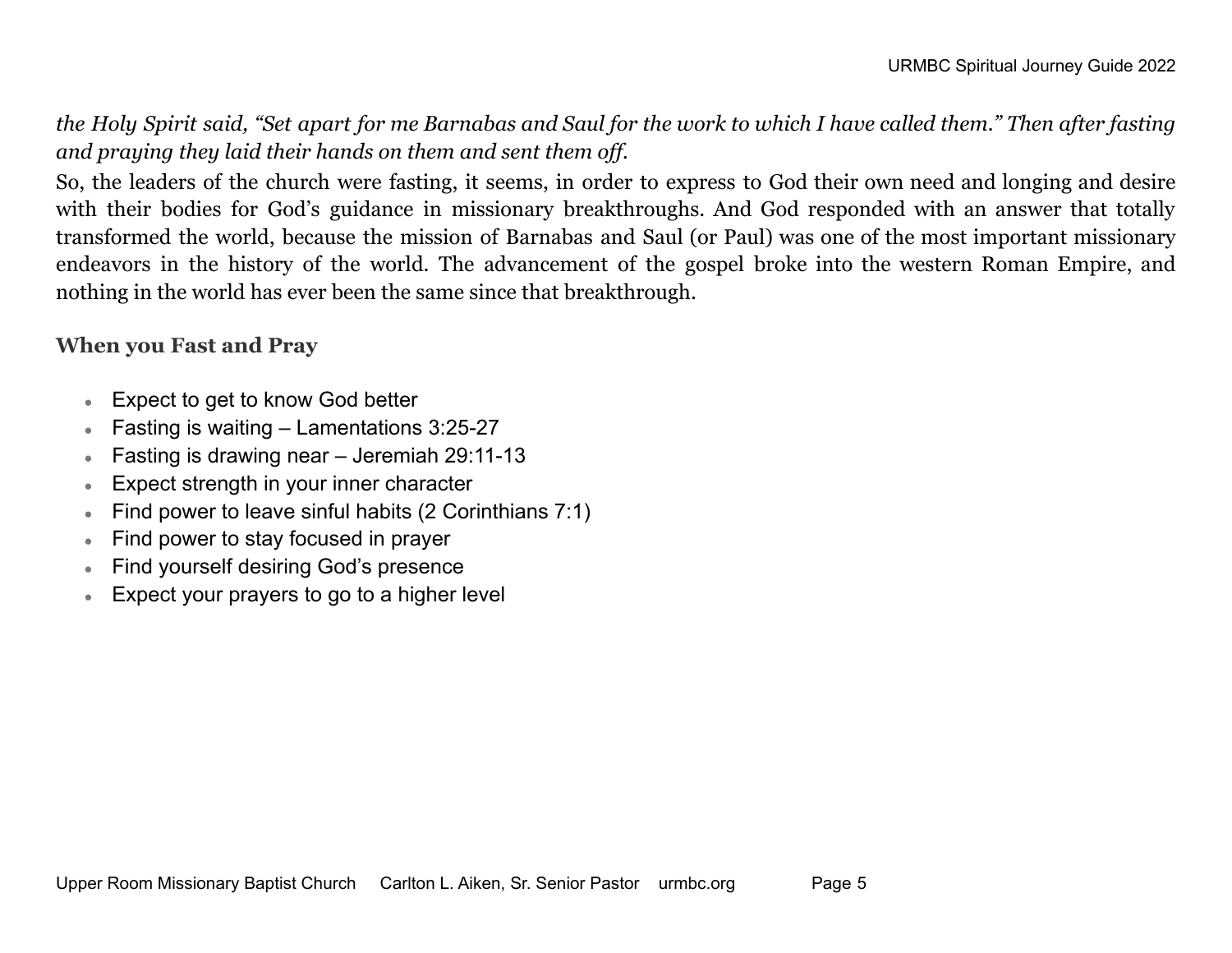*the Holy Spirit said, "Set apart for me Barnabas and Saul for the work to which I have called them." Then after fasting and praying they laid their hands on them and sent them off.*

So, the leaders of the church were fasting, it seems, in order to express to God their own need and longing and desire with their bodies for God's guidance in missionary breakthroughs. And God responded with an answer that totally transformed the world, because the mission of Barnabas and Saul (or Paul) was one of the most important missionary endeavors in the history of the world. The advancement of the gospel broke into the western Roman Empire, and nothing in the world has ever been the same since that breakthrough.

### When you Fast and Pray

- Expect to get to know God better
- Fasting is waiting – Lamentations 3:25-27
- Fasting is drawing near – Jeremiah 29:11-13
- Expect strength in your inner character
- Find power to leave sinful habits (2 Corinthians 7:1)
- Find power to stay focused in prayer
- Find yourself desiring God's presence
- Expect your prayers to go to a higher level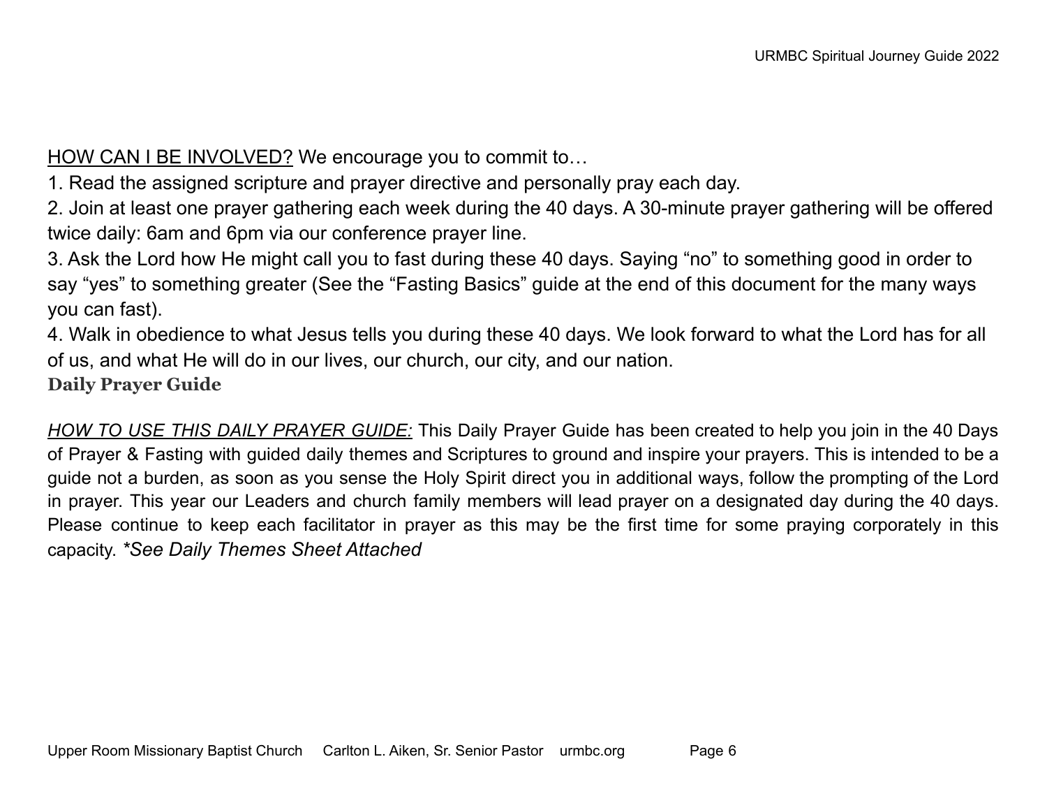<u>HOW CAN I BE INVOLVED?</u> We encourage you to commit to…

1. Read the assigned scripture and prayer directive and personally pray each day.
2. Join at least one prayer gathering each week during the 40 days. A 30-minute prayer gathering will be offered twice daily: 6am and 6pm via our conference prayer line.
3. Ask the Lord how He might call you to fast during these 40 days. Saying "no" to something good in order to say "yes" to something greater (See the "Fasting Basics" guide at the end of this document for the many ways you can fast).
4. Walk in obedience to what Jesus tells you during these 40 days. We look forward to what the Lord has for all of us, and what He will do in our lives, our church, our city, and our nation.

**Daily Prayer Guide**

*<u>HOW TO USE THIS DAILY PRAYER GUIDE:</u>* This Daily Prayer Guide has been created to help you join in the 40 Days of Prayer & Fasting with guided daily themes and Scriptures to ground and inspire your prayers. This is intended to be a guide not a burden, as soon as you sense the Holy Spirit direct you in additional ways, follow the prompting of the Lord in prayer. This year our Leaders and church family members will lead prayer on a designated day during the 40 days. Please continue to keep each facilitator in prayer as this may be the first time for some praying corporately in this capacity. *\*See Daily Themes Sheet Attached*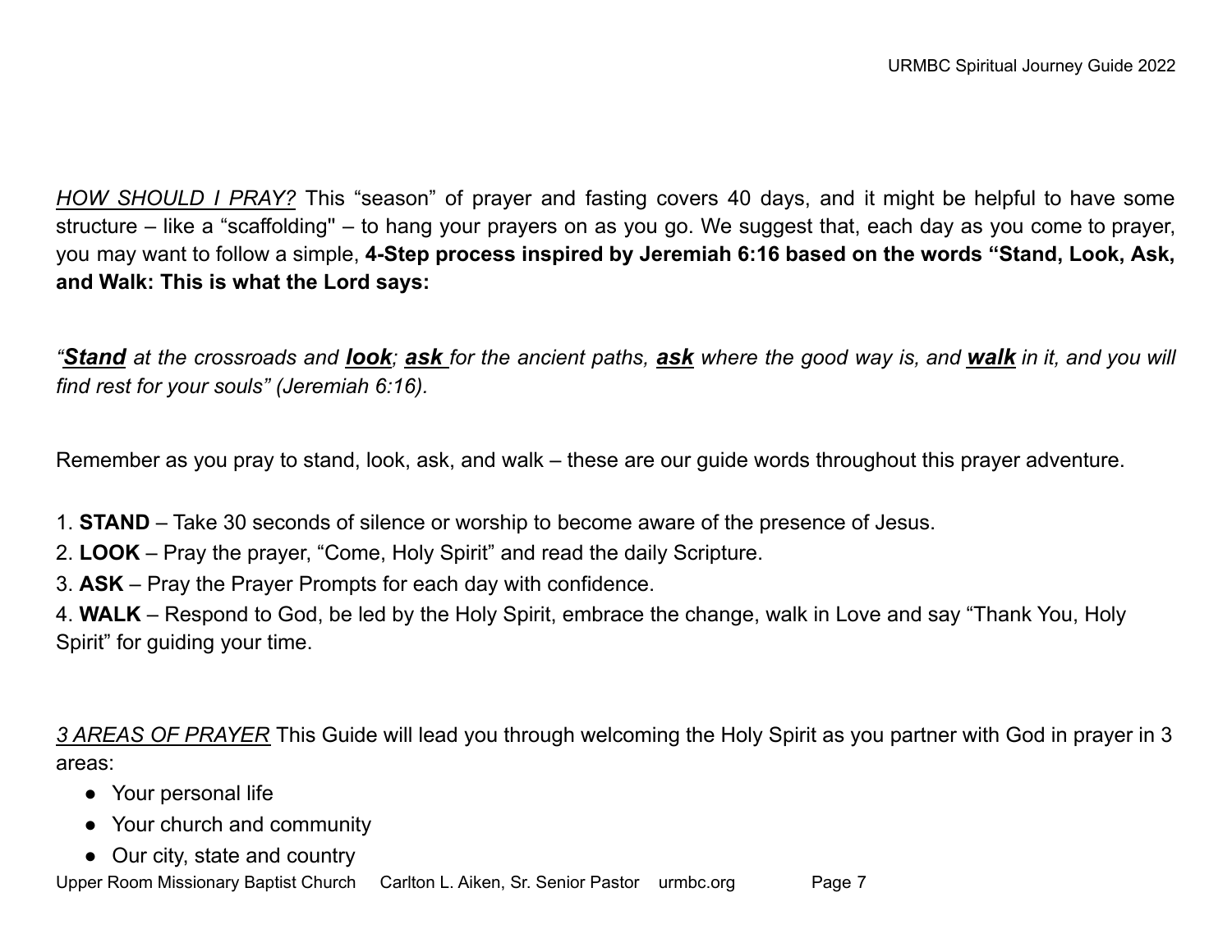*HOW SHOULD I PRAY?* This "season" of prayer and fasting covers 40 days, and it might be helpful to have some structure – like a "scaffolding" – to hang your prayers on as you go. We suggest that, each day as you come to prayer, you may want to follow a simple, **4-Step process inspired by Jeremiah 6:16 based on the words "Stand, Look, Ask, and Walk: This is what the Lord says:**

*"**Stand** at the crossroads and **look**; **ask** for the ancient paths, **ask** where the good way is, and **walk** in it, and you will find rest for your souls" (Jeremiah 6:16).*

Remember as you pray to stand, look, ask, and walk – these are our guide words throughout this prayer adventure.

1. **STAND** – Take 30 seconds of silence or worship to become aware of the presence of Jesus.
2. **LOOK** – Pray the prayer, "Come, Holy Spirit" and read the daily Scripture.
3. **ASK** – Pray the Prayer Prompts for each day with confidence.
4. **WALK** – Respond to God, be led by the Holy Spirit, embrace the change, walk in Love and say "Thank You, Holy Spirit" for guiding your time.

*3 AREAS OF PRAYER* This Guide will lead you through welcoming the Holy Spirit as you partner with God in prayer in 3 areas:

- Your personal life
- Your church and community
- Our city, state and country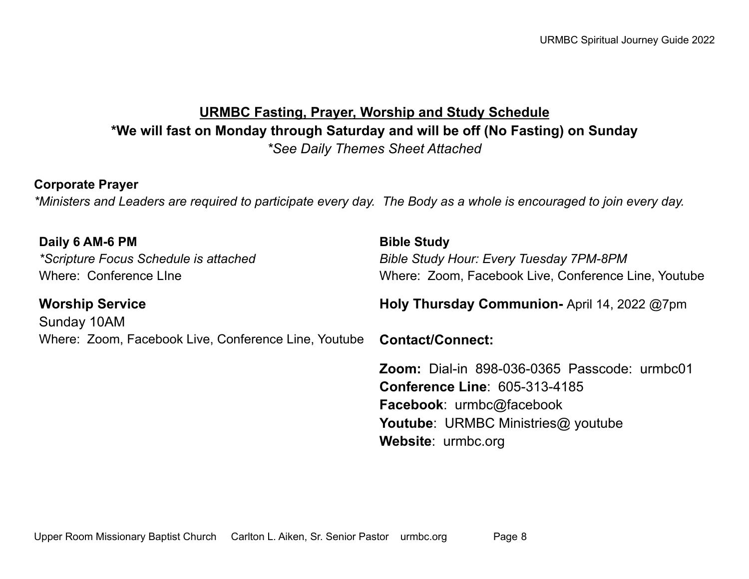## URMBC Fasting, Prayer, Worship and Study Schedule

**\*We will fast on Monday through Saturday and will be off (No Fasting) on Sunday**

*\*See Daily Themes Sheet Attached*

**Corporate Prayer**

*\*Ministers and Leaders are required to participate every day. The Body as a whole is encouraged to join every day.*

**Daily 6 AM-6 PM**

*\*Scripture Focus Schedule is attached*

Where: Conference LIne

**Worship Service**

Sunday 10AM

Where: Zoom, Facebook Live, Conference Line, Youtube

**Bible Study**

*Bible Study Hour: Every Tuesday 7PM-8PM*

Where: Zoom, Facebook Live, Conference Line, Youtube

**Holy Thursday Communion-** April 14, 2022 @7pm

**Contact/Connect:**

**Zoom:** Dial-in 898-036-0365 Passcode: urmbc01
**Conference Line**: 605-313-4185
**Facebook**: urmbc@facebook
**Youtube**: URMBC Ministries@ youtube
**Website**: urmbc.org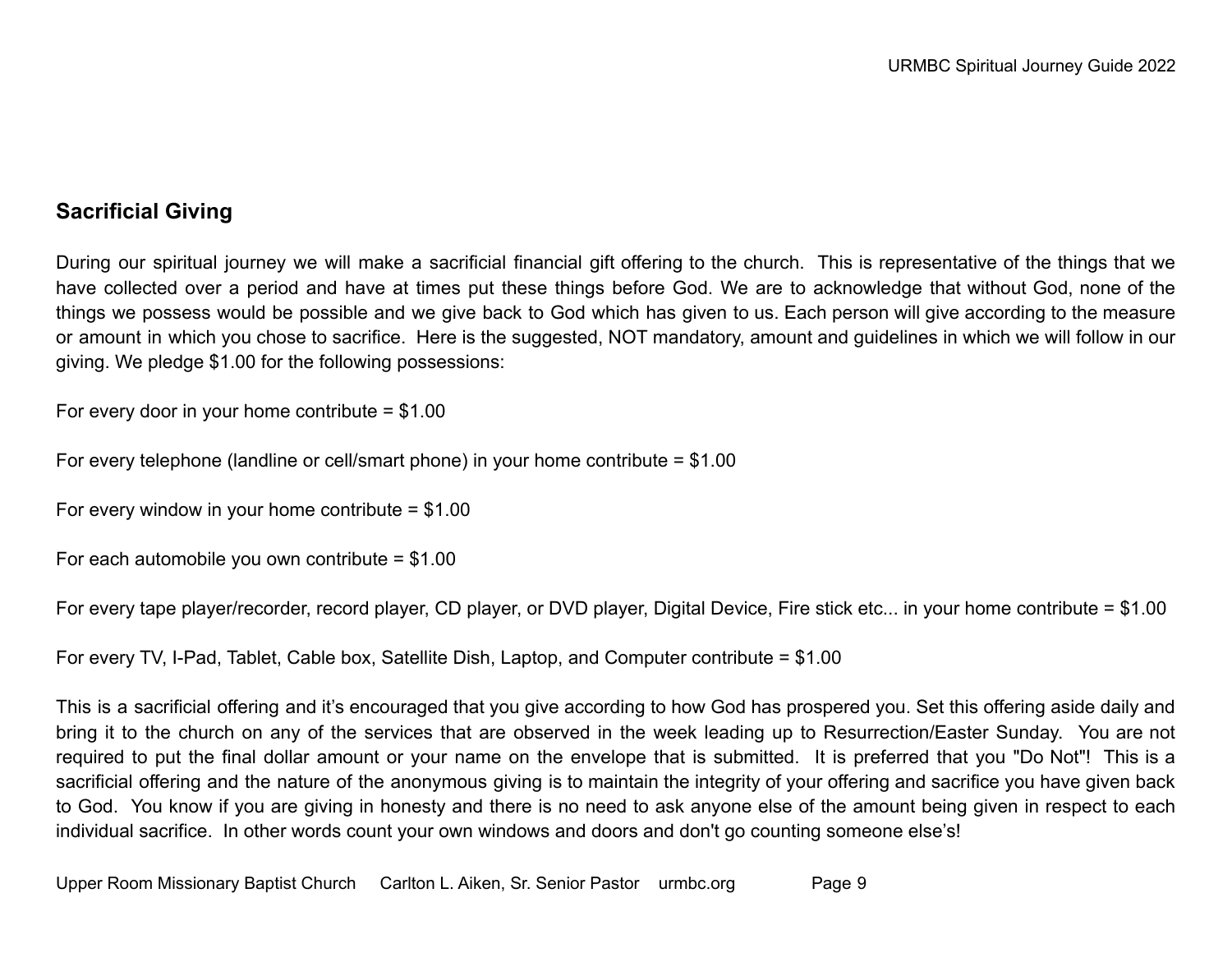## Sacrificial Giving

During our spiritual journey we will make a sacrificial financial gift offering to the church. This is representative of the things that we have collected over a period and have at times put these things before God. We are to acknowledge that without God, none of the things we possess would be possible and we give back to God which has given to us. Each person will give according to the measure or amount in which you chose to sacrifice. Here is the suggested, NOT mandatory, amount and guidelines in which we will follow in our giving. We pledge $1.00 for the following possessions:

For every door in your home contribute = $1.00

For every telephone (landline or cell/smart phone) in your home contribute = $1.00

For every window in your home contribute = $1.00

For each automobile you own contribute = $1.00

For every tape player/recorder, record player, CD player, or DVD player, Digital Device, Fire stick etc... in your home contribute = $1.00

For every TV, I-Pad, Tablet, Cable box, Satellite Dish, Laptop, and Computer contribute = $1.00

This is a sacrificial offering and it's encouraged that you give according to how God has prospered you. Set this offering aside daily and bring it to the church on any of the services that are observed in the week leading up to Resurrection/Easter Sunday. You are not required to put the final dollar amount or your name on the envelope that is submitted. It is preferred that you "Do Not"! This is a sacrificial offering and the nature of the anonymous giving is to maintain the integrity of your offering and sacrifice you have given back to God. You know if you are giving in honesty and there is no need to ask anyone else of the amount being given in respect to each individual sacrifice. In other words count your own windows and doors and don't go counting someone else's!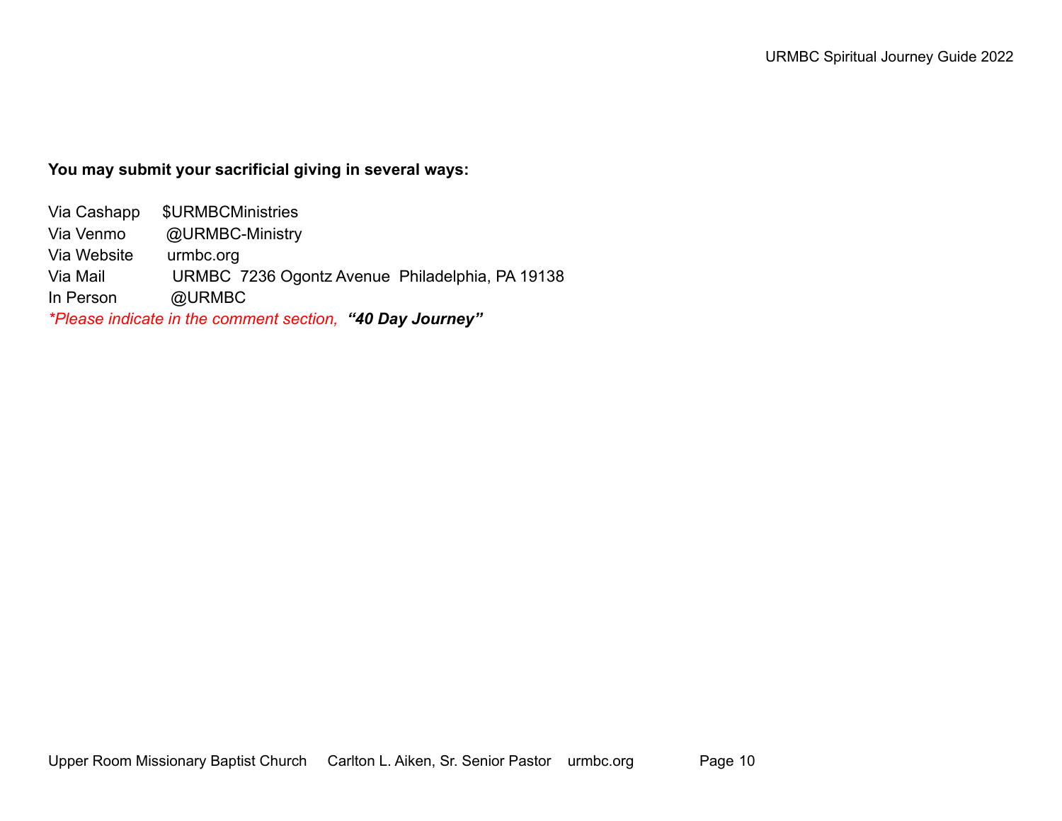**You may submit your sacrificial giving in several ways:**

Via Cashapp $URMBCMinistries
Via Venmo @URMBC-Ministry
Via Website urmbc.org
Via Mail URMBC 7236 Ogontz Avenue Philadelphia, PA 19138
In Person @URMBC
*\*Please indicate in the comment section,* ***"40 Day Journey"***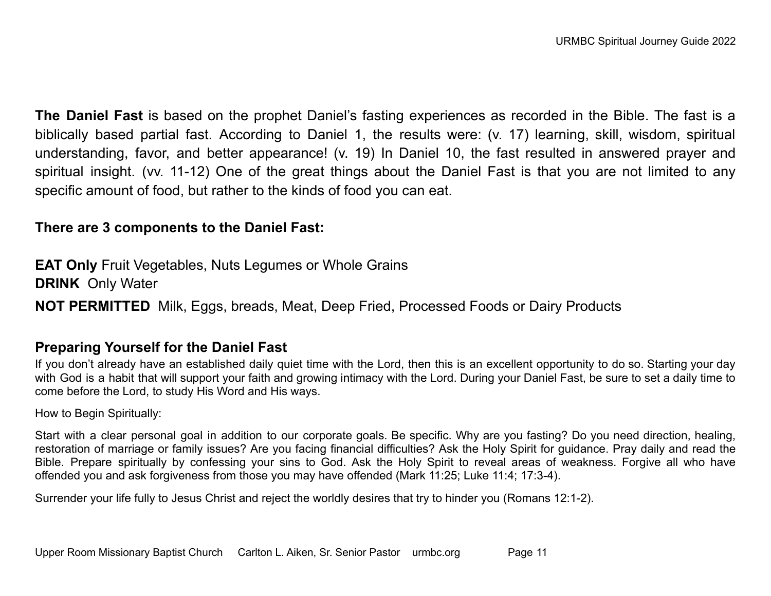**The Daniel Fast** is based on the prophet Daniel's fasting experiences as recorded in the Bible. The fast is a biblically based partial fast. According to Daniel 1, the results were: (v. 17) learning, skill, wisdom, spiritual understanding, favor, and better appearance! (v. 19) In Daniel 10, the fast resulted in answered prayer and spiritual insight. (vv. 11-12) One of the great things about the Daniel Fast is that you are not limited to any specific amount of food, but rather to the kinds of food you can eat.

**There are 3 components to the Daniel Fast:**

**EAT Only** Fruit Vegetables, Nuts Legumes or Whole Grains
**DRINK** Only Water

**NOT PERMITTED** Milk, Eggs, breads, Meat, Deep Fried, Processed Foods or Dairy Products

## Preparing Yourself for the Daniel Fast

If you don't already have an established daily quiet time with the Lord, then this is an excellent opportunity to do so. Starting your day with God is a habit that will support your faith and growing intimacy with the Lord. During your Daniel Fast, be sure to set a daily time to come before the Lord, to study His Word and His ways.

How to Begin Spiritually:

Start with a clear personal goal in addition to our corporate goals. Be specific. Why are you fasting? Do you need direction, healing, restoration of marriage or family issues? Are you facing financial difficulties? Ask the Holy Spirit for guidance. Pray daily and read the Bible. Prepare spiritually by confessing your sins to God. Ask the Holy Spirit to reveal areas of weakness. Forgive all who have offended you and ask forgiveness from those you may have offended (Mark 11:25; Luke 11:4; 17:3-4).

Surrender your life fully to Jesus Christ and reject the worldly desires that try to hinder you (Romans 12:1-2).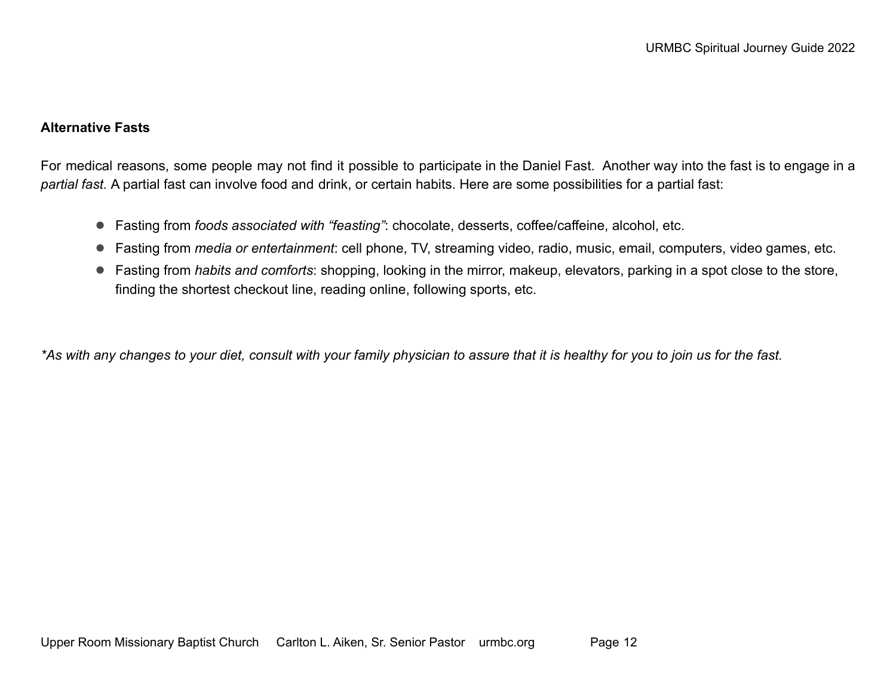**Alternative Fasts**

For medical reasons, some people may not find it possible to participate in the Daniel Fast. Another way into the fast is to engage in a *partial fast.* A partial fast can involve food and drink, or certain habits. Here are some possibilities for a partial fast:

- Fasting from *foods associated with "feasting"*: chocolate, desserts, coffee/caffeine, alcohol, etc.
- Fasting from *media or entertainment*: cell phone, TV, streaming video, radio, music, email, computers, video games, etc.
- Fasting from *habits and comforts*: shopping, looking in the mirror, makeup, elevators, parking in a spot close to the store, finding the shortest checkout line, reading online, following sports, etc.

*\*As with any changes to your diet, consult with your family physician to assure that it is healthy for you to join us for the fast.*